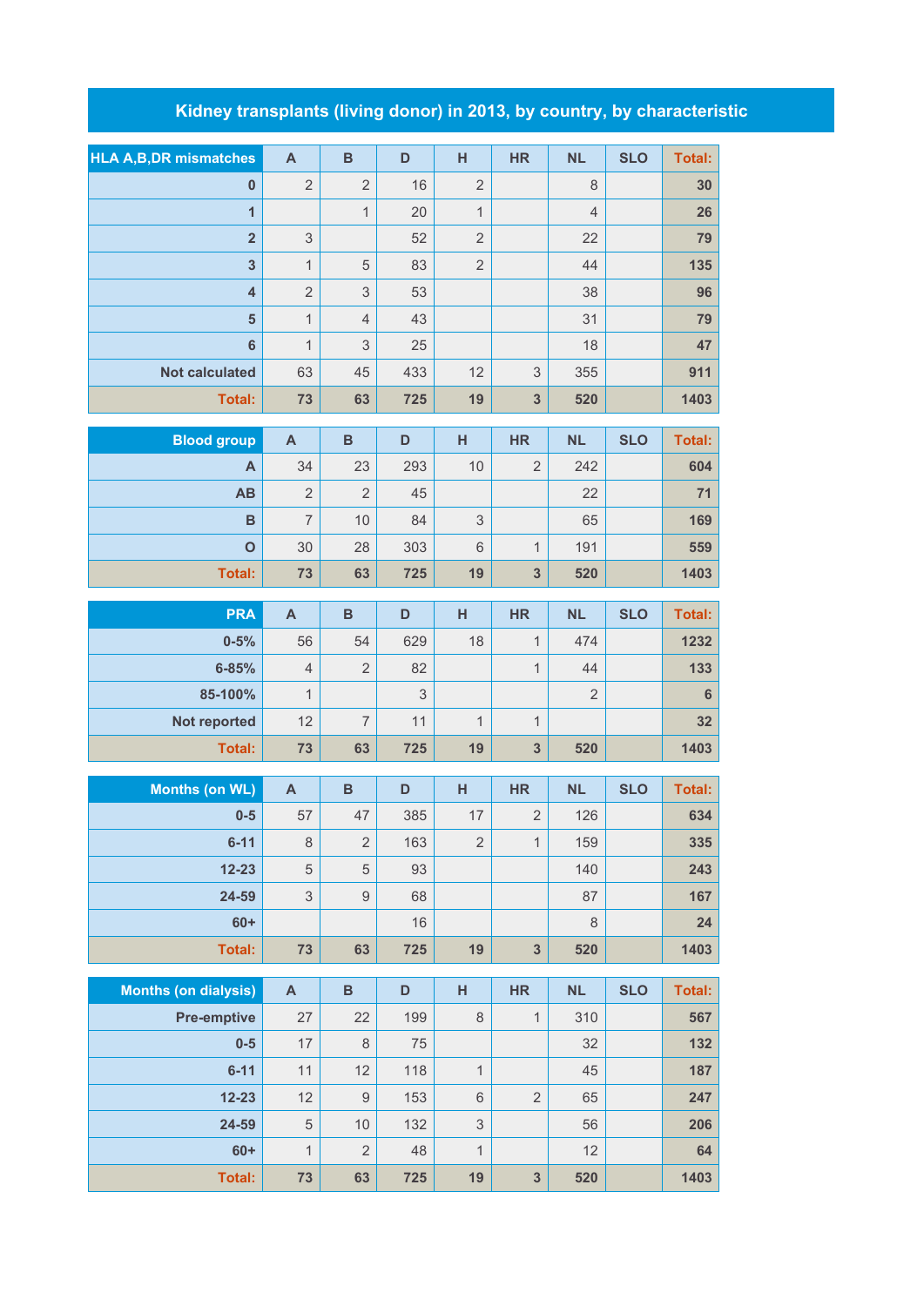# Kidney transplants (living donor) in 2013, by country, by characteristic

| HLA A,B,DR mismatches | A | B | D | H | HR | NL | SLO | Total: |
|---|---|---|---|---|---|---|---|---|
| 0 | 2 | 2 | 16 | 2 | | 8 | | 30 |
| 1 | | 1 | 20 | 1 | | 4 | | 26 |
| 2 | 3 | | 52 | 2 | | 22 | | 79 |
| 3 | 1 | 5 | 83 | 2 | | 44 | | 135 |
| 4 | 2 | 3 | 53 | | | 38 | | 96 |
| 5 | 1 | 4 | 43 | | | 31 | | 79 |
| 6 | 1 | 3 | 25 | | | 18 | | 47 |
| Not calculated | 63 | 45 | 433 | 12 | 3 | 355 | | 911 |
| Total: | 73 | 63 | 725 | 19 | 3 | 520 | | 1403 |

| Blood group | A | B | D | H | HR | NL | SLO | Total: |
|---|---|---|---|---|---|---|---|---|
| A | 34 | 23 | 293 | 10 | 2 | 242 | | 604 |
| AB | 2 | 2 | 45 | | | 22 | | 71 |
| B | 7 | 10 | 84 | 3 | | 65 | | 169 |
| O | 30 | 28 | 303 | 6 | 1 | 191 | | 559 |
| Total: | 73 | 63 | 725 | 19 | 3 | 520 | | 1403 |

| PRA | A | B | D | H | HR | NL | SLO | Total: |
|---|---|---|---|---|---|---|---|---|
| 0-5% | 56 | 54 | 629 | 18 | 1 | 474 | | 1232 |
| 6-85% | 4 | 2 | 82 | | 1 | 44 | | 133 |
| 85-100% | 1 | | 3 | | | 2 | | 6 |
| Not reported | 12 | 7 | 11 | 1 | 1 | | | 32 |
| Total: | 73 | 63 | 725 | 19 | 3 | 520 | | 1403 |

| Months (on WL) | A | B | D | H | HR | NL | SLO | Total: |
|---|---|---|---|---|---|---|---|---|
| 0-5 | 57 | 47 | 385 | 17 | 2 | 126 | | 634 |
| 6-11 | 8 | 2 | 163 | 2 | 1 | 159 | | 335 |
| 12-23 | 5 | 5 | 93 | | | 140 | | 243 |
| 24-59 | 3 | 9 | 68 | | | 87 | | 167 |
| 60+ | | | 16 | | | 8 | | 24 |
| Total: | 73 | 63 | 725 | 19 | 3 | 520 | | 1403 |

| Months (on dialysis) | A | B | D | H | HR | NL | SLO | Total: |
|---|---|---|---|---|---|---|---|---|
| Pre-emptive | 27 | 22 | 199 | 8 | 1 | 310 | | 567 |
| 0-5 | 17 | 8 | 75 | | | 32 | | 132 |
| 6-11 | 11 | 12 | 118 | 1 | | 45 | | 187 |
| 12-23 | 12 | 9 | 153 | 6 | 2 | 65 | | 247 |
| 24-59 | 5 | 10 | 132 | 3 | | 56 | | 206 |
| 60+ | 1 | 2 | 48 | 1 | | 12 | | 64 |
| Total: | 73 | 63 | 725 | 19 | 3 | 520 | | 1403 |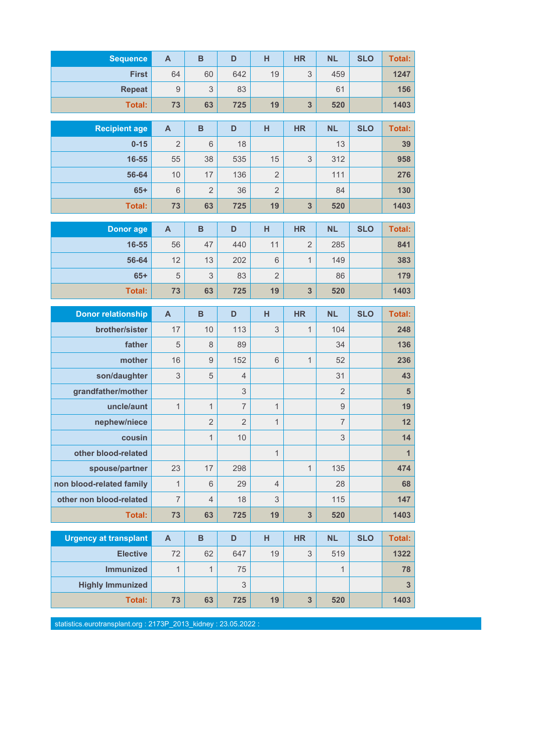| Sequence | A | B | D | H | HR | NL | SLO | Total: |
|---|---|---|---|---|---|---|---|---|
| First | 64 | 60 | 642 | 19 | 3 | 459 | | 1247 |
| Repeat | 9 | 3 | 83 | | | 61 | | 156 |
| Total: | 73 | 63 | 725 | 19 | 3 | 520 | | 1403 |

| Recipient age | A | B | D | H | HR | NL | SLO | Total: |
|---|---|---|---|---|---|---|---|---|
| 0-15 | 2 | 6 | 18 | | | 13 | | 39 |
| 16-55 | 55 | 38 | 535 | 15 | 3 | 312 | | 958 |
| 56-64 | 10 | 17 | 136 | 2 | | 111 | | 276 |
| 65+ | 6 | 2 | 36 | 2 | | 84 | | 130 |
| Total: | 73 | 63 | 725 | 19 | 3 | 520 | | 1403 |

| Donor age | A | B | D | H | HR | NL | SLO | Total: |
|---|---|---|---|---|---|---|---|---|
| 16-55 | 56 | 47 | 440 | 11 | 2 | 285 | | 841 |
| 56-64 | 12 | 13 | 202 | 6 | 1 | 149 | | 383 |
| 65+ | 5 | 3 | 83 | 2 | | 86 | | 179 |
| Total: | 73 | 63 | 725 | 19 | 3 | 520 | | 1403 |

| Donor relationship | A | B | D | H | HR | NL | SLO | Total: |
|---|---|---|---|---|---|---|---|---|
| brother/sister | 17 | 10 | 113 | 3 | 1 | 104 | | 248 |
| father | 5 | 8 | 89 | | | 34 | | 136 |
| mother | 16 | 9 | 152 | 6 | 1 | 52 | | 236 |
| son/daughter | 3 | 5 | 4 | | | 31 | | 43 |
| grandfather/mother | | | 3 | | | 2 | | 5 |
| uncle/aunt | 1 | 1 | 7 | 1 | | 9 | | 19 |
| nephew/niece | | 2 | 2 | 1 | | 7 | | 12 |
| cousin | | 1 | 10 | | | 3 | | 14 |
| other blood-related | | | | 1 | | | | 1 |
| spouse/partner | 23 | 17 | 298 | | 1 | 135 | | 474 |
| non blood-related family | 1 | 6 | 29 | 4 | | 28 | | 68 |
| other non blood-related | 7 | 4 | 18 | 3 | | 115 | | 147 |
| Total: | 73 | 63 | 725 | 19 | 3 | 520 | | 1403 |

| Urgency at transplant | A | B | D | H | HR | NL | SLO | Total: |
|---|---|---|---|---|---|---|---|---|
| Elective | 72 | 62 | 647 | 19 | 3 | 519 | | 1322 |
| Immunized | 1 | 1 | 75 | | | 1 | | 78 |
| Highly Immunized | | | 3 | | | | | 3 |
| Total: | 73 | 63 | 725 | 19 | 3 | 520 | | 1403 |

statistics.eurotransplant.org : 2173P_2013_kidney : 23.05.2022 :